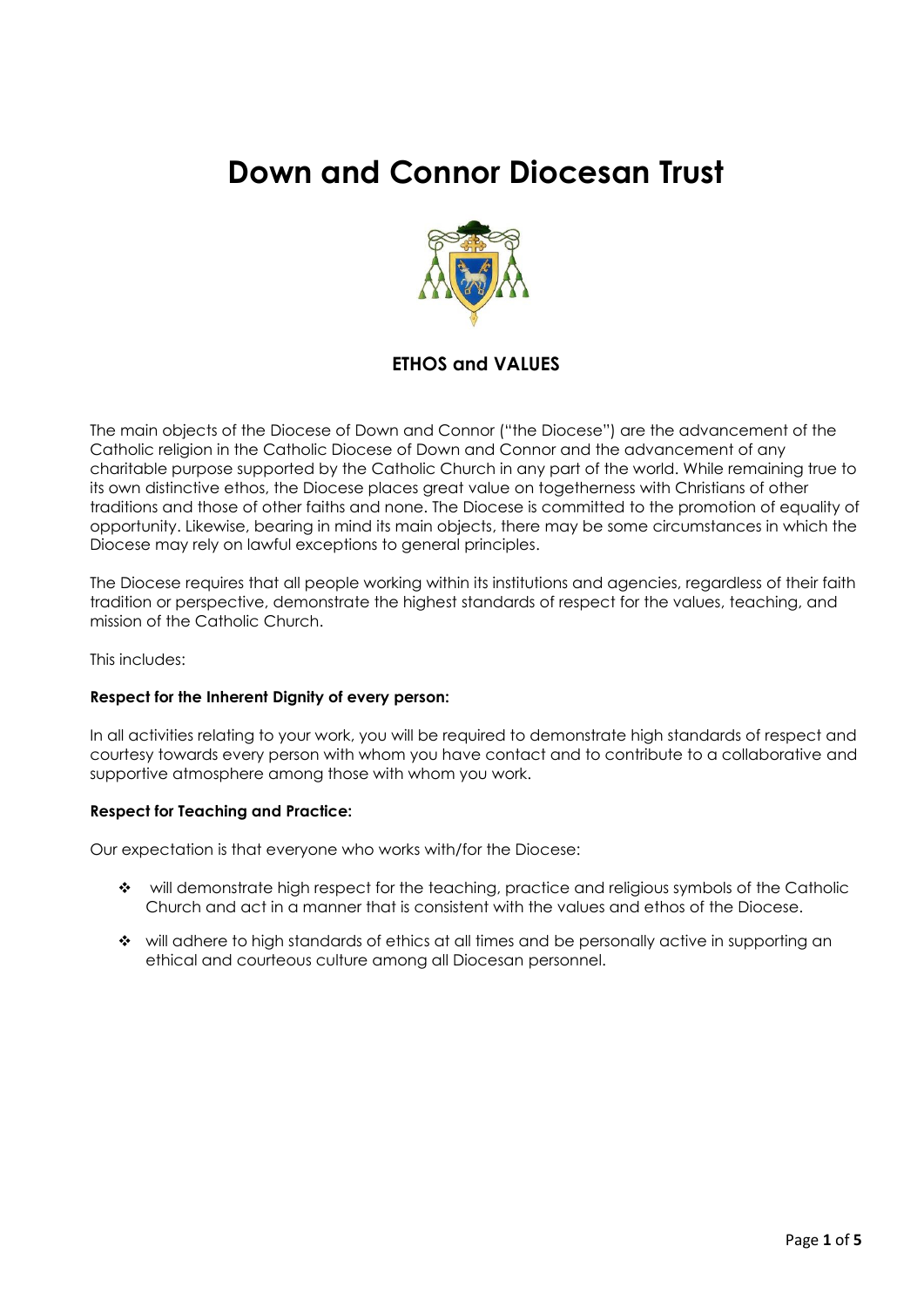# Down and Connor Diocesan Trust

## ETHOS and VALUES

The main objects of the Diocese of Down and Connor ("the Diocese") are the advancement of the Catholic religion in the Catholic Diocese of Down and Connor and the advancement of any charitable purpose supported by the Catholic Church in any part of the world. While remaining true to its own distinctive ethos, the Diocese places great value on togetherness with Christians of other traditions and those of other faiths and none. The Diocese is committed to the promotion of equality of opportunity. Likewise, bearing in mind its main objects, there may be some circumstances in which the Diocese may rely on lawful exceptions to general principles.

The Diocese requires that all people working within its institutions and agencies, regardless of their faith tradition or perspective, demonstrate the highest standards of respect for the values, teaching, and mission of the Catholic Church.

This includes:

**Respect for the Inherent Dignity of every person:**

In all activities relating to your work, you will be required to demonstrate high standards of respect and courtesy towards every person with whom you have contact and to contribute to a collaborative and supportive atmosphere among those with whom you work.

**Respect for Teaching and Practice:**

Our expectation is that everyone who works with/for the Diocese:

- will demonstrate high respect for the teaching, practice and religious symbols of the Catholic Church and act in a manner that is consistent with the values and ethos of the Diocese.
- will adhere to high standards of ethics at all times and be personally active in supporting an ethical and courteous culture among all Diocesan personnel.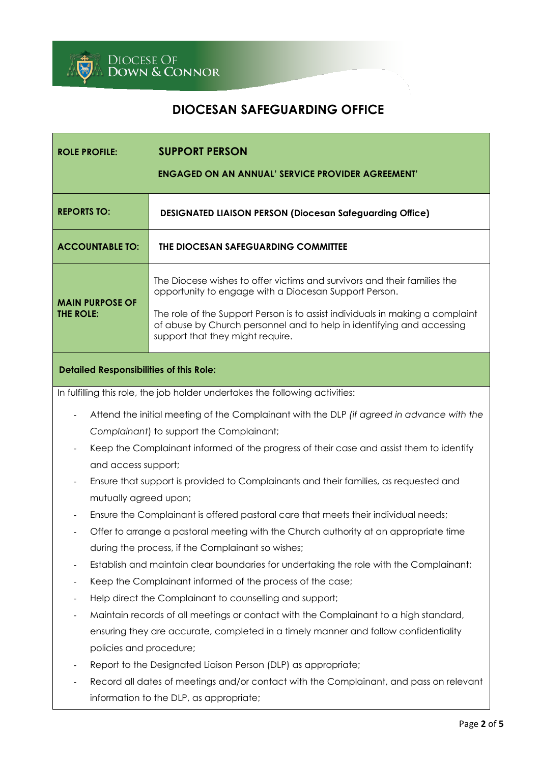# DIOCESAN SAFEGUARDING OFFICE

| **ROLE PROFILE:** | **SUPPORT PERSON**<br><br>**ENGAGED ON AN ANNUAL' SERVICE PROVIDER AGREEMENT'** |
|---|---|
| **REPORTS TO:** | **DESIGNATED LIAISON PERSON (Diocesan Safeguarding Office)** |
| **ACCOUNTABLE TO:** | **THE DIOCESAN SAFEGUARDING COMMITTEE** |
| **MAIN PURPOSE OF THE ROLE:** | The Diocese wishes to offer victims and survivors and their families the opportunity to engage with a Diocesan Support Person.<br><br>The role of the Support Person is to assist individuals in making a complaint of abuse by Church personnel and to help in identifying and accessing support that they might require. |

**Detailed Responsibilities of this Role:**

In fulfilling this role, the job holder undertakes the following activities:

- Attend the initial meeting of the Complainant with the DLP *(if agreed in advance with the Complainant*) to support the Complainant;
- Keep the Complainant informed of the progress of their case and assist them to identify and access support;
- Ensure that support is provided to Complainants and their families, as requested and mutually agreed upon;
- Ensure the Complainant is offered pastoral care that meets their individual needs;
- Offer to arrange a pastoral meeting with the Church authority at an appropriate time during the process, if the Complainant so wishes;
- Establish and maintain clear boundaries for undertaking the role with the Complainant;
- Keep the Complainant informed of the process of the case;
- Help direct the Complainant to counselling and support;
- Maintain records of all meetings or contact with the Complainant to a high standard, ensuring they are accurate, completed in a timely manner and follow confidentiality policies and procedure;
- Report to the Designated Liaison Person (DLP) as appropriate;
- Record all dates of meetings and/or contact with the Complainant, and pass on relevant information to the DLP, as appropriate;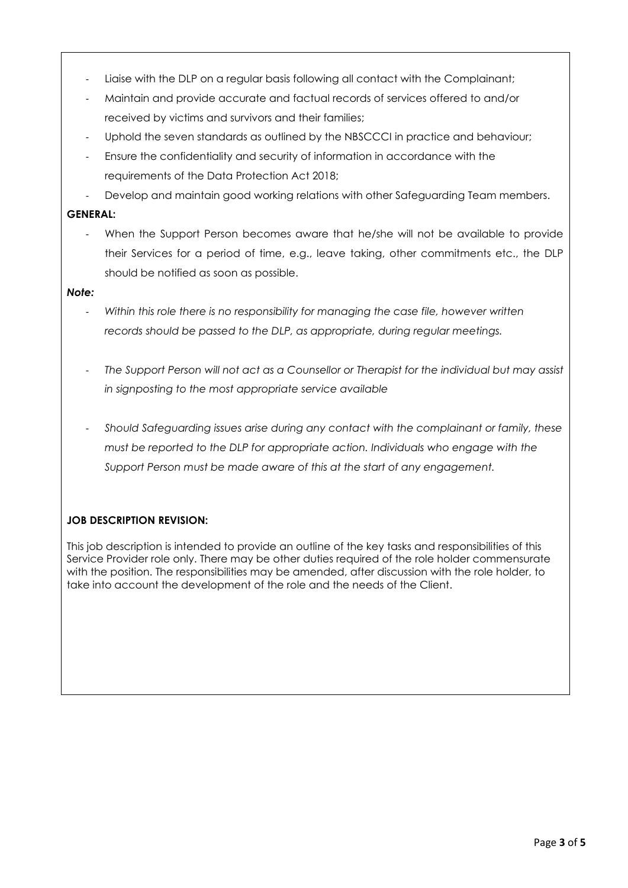- Liaise with the DLP on a regular basis following all contact with the Complainant;
- Maintain and provide accurate and factual records of services offered to and/or received by victims and survivors and their families;
- Uphold the seven standards as outlined by the NBSCCCI in practice and behaviour;
- Ensure the confidentiality and security of information in accordance with the requirements of the Data Protection Act 2018;
- Develop and maintain good working relations with other Safeguarding Team members.

**GENERAL:**

- When the Support Person becomes aware that he/she will not be available to provide their Services for a period of time, e.g., leave taking, other commitments etc., the DLP should be notified as soon as possible.

***Note:***

- *Within this role there is no responsibility for managing the case file, however written records should be passed to the DLP, as appropriate, during regular meetings.*

- *The Support Person will not act as a Counsellor or Therapist for the individual but may assist in signposting to the most appropriate service available*

- *Should Safeguarding issues arise during any contact with the complainant or family, these must be reported to the DLP for appropriate action. Individuals who engage with the Support Person must be made aware of this at the start of any engagement.*

**JOB DESCRIPTION REVISION:**

This job description is intended to provide an outline of the key tasks and responsibilities of this Service Provider role only. There may be other duties required of the role holder commensurate with the position. The responsibilities may be amended, after discussion with the role holder, to take into account the development of the role and the needs of the Client.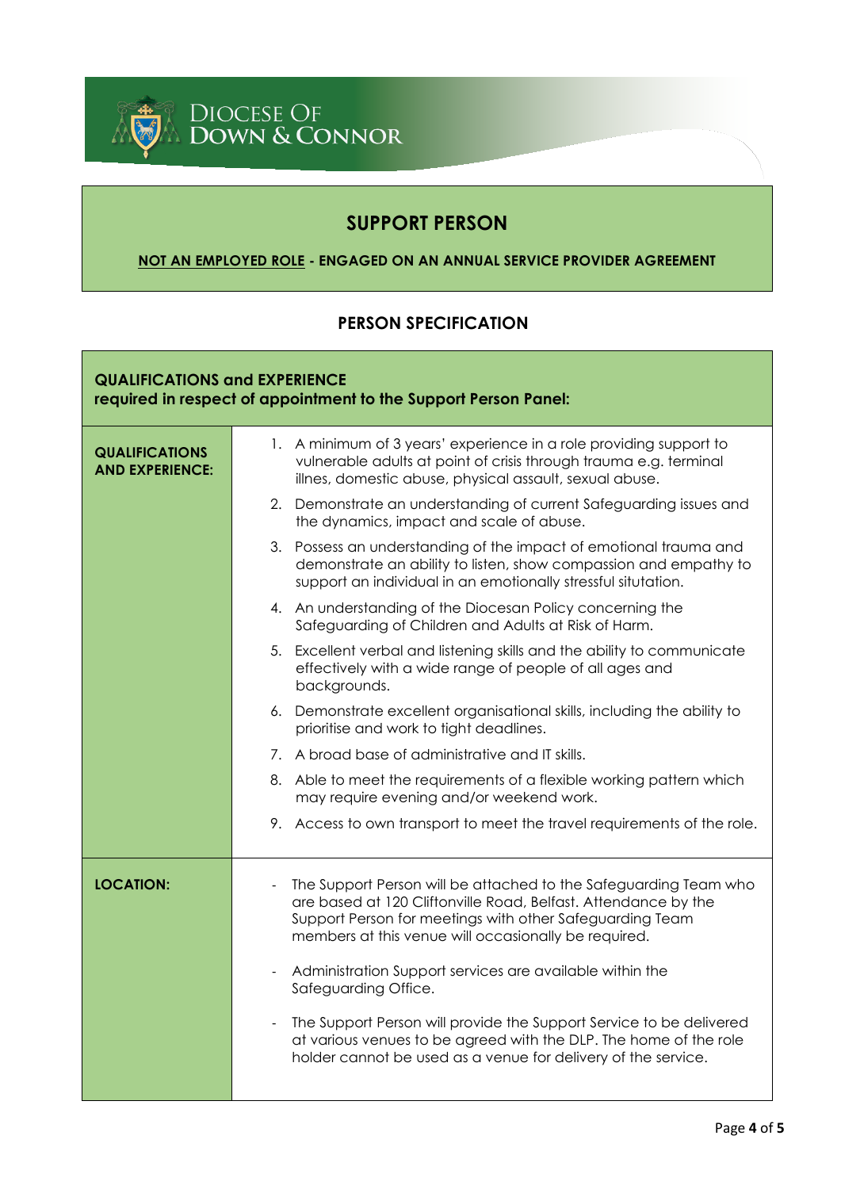DIOCESE OF DOWN & CONNOR

# SUPPORT PERSON

**NOT AN EMPLOYED ROLE - ENGAGED ON AN ANNUAL SERVICE PROVIDER AGREEMENT**

## PERSON SPECIFICATION

| **QUALIFICATIONS and EXPERIENCE required in respect of appointment to the Support Person Panel:** | |
|---|---|
| **QUALIFICATIONS AND EXPERIENCE:** | 1. A minimum of 3 years' experience in a role providing support to vulnerable adults at point of crisis through trauma e.g. terminal illnes, domestic abuse, physical assault, sexual abuse.<br>2. Demonstrate an understanding of current Safeguarding issues and the dynamics, impact and scale of abuse.<br>3. Possess an understanding of the impact of emotional trauma and demonstrate an ability to listen, show compassion and empathy to support an individual in an emotionally stressful situtation.<br>4. An understanding of the Diocesan Policy concerning the Safeguarding of Children and Adults at Risk of Harm.<br>5. Excellent verbal and listening skills and the ability to communicate effectively with a wide range of people of all ages and backgrounds.<br>6. Demonstrate excellent organisational skills, including the ability to prioritise and work to tight deadlines.<br>7. A broad base of administrative and IT skills.<br>8. Able to meet the requirements of a flexible working pattern which may require evening and/or weekend work.<br>9. Access to own transport to meet the travel requirements of the role. |
| **LOCATION:** | - The Support Person will be attached to the Safeguarding Team who are based at 120 Cliftonville Road, Belfast. Attendance by the Support Person for meetings with other Safeguarding Team members at this venue will occasionally be required.<br>- Administration Support services are available within the Safeguarding Office.<br>- The Support Person will provide the Support Service to be delivered at various venues to be agreed with the DLP. The home of the role holder cannot be used as a venue for delivery of the service. |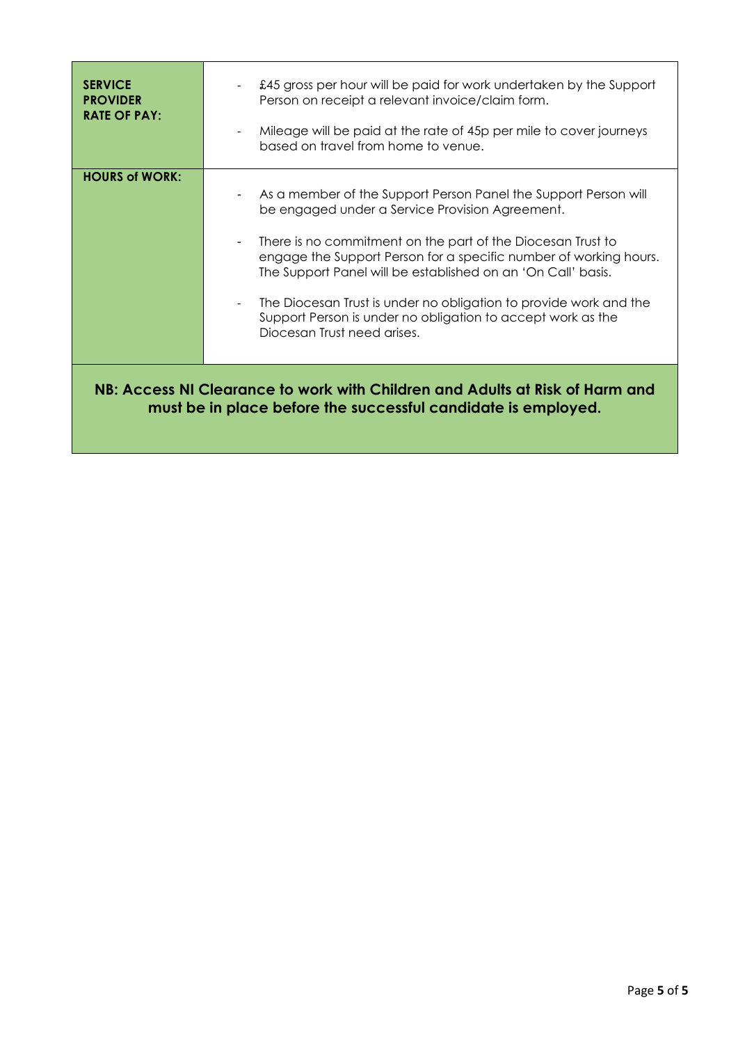| | |
|---|---|
| **SERVICE PROVIDER RATE OF PAY:** | - £45 gross per hour will be paid for work undertaken by the Support Person on receipt a relevant invoice/claim form.<br>- Mileage will be paid at the rate of 45p per mile to cover journeys based on travel from home to venue. |
| **HOURS of WORK:** | - As a member of the Support Person Panel the Support Person will be engaged under a Service Provision Agreement.<br>- There is no commitment on the part of the Diocesan Trust to engage the Support Person for a specific number of working hours. The Support Panel will be established on an 'On Call' basis.<br>- The Diocesan Trust is under no obligation to provide work and the Support Person is under no obligation to accept work as the Diocesan Trust need arises. |

**NB: Access NI Clearance to work with Children and Adults at Risk of Harm and must be in place before the successful candidate is employed.**